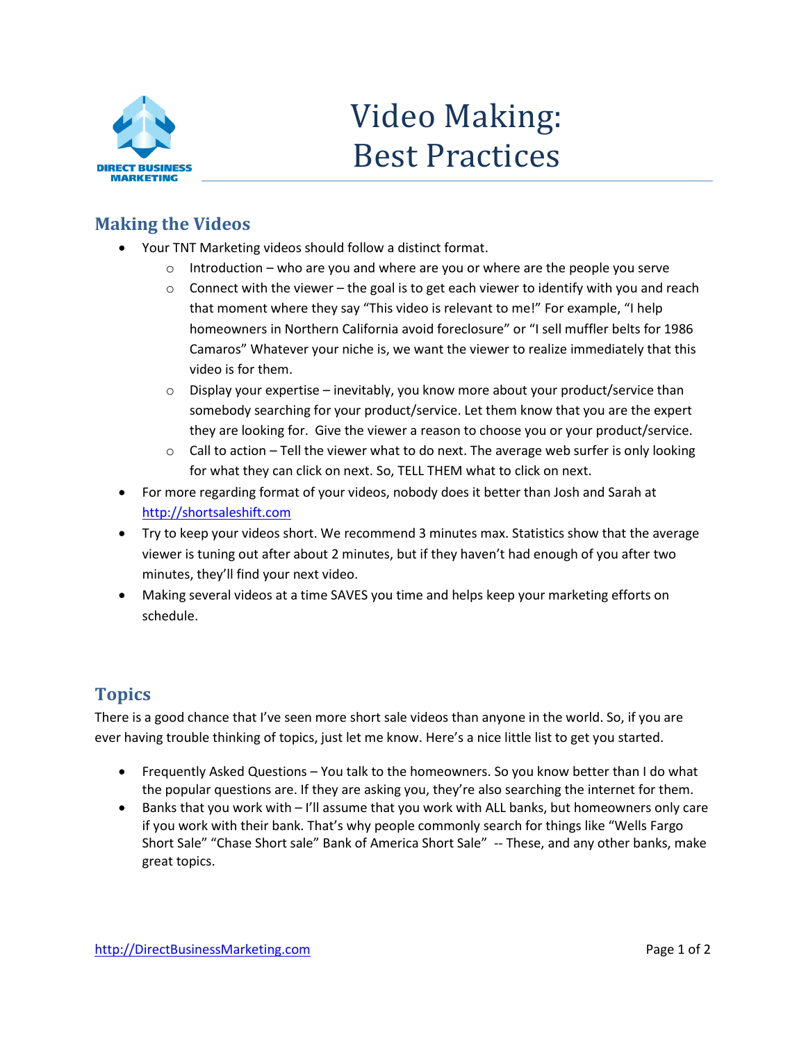# Video Making: Best Practices

## Making the Videos

- Your TNT Marketing videos should follow a distinct format.
  - Introduction – who are you and where are you or where are the people you serve
  - Connect with the viewer – the goal is to get each viewer to identify with you and reach that moment where they say "This video is relevant to me!" For example, "I help homeowners in Northern California avoid foreclosure" or "I sell muffler belts for 1986 Camaros" Whatever your niche is, we want the viewer to realize immediately that this video is for them.
  - Display your expertise – inevitably, you know more about your product/service than somebody searching for your product/service. Let them know that you are the expert they are looking for. Give the viewer a reason to choose you or your product/service.
  - Call to action – Tell the viewer what to do next. The average web surfer is only looking for what they can click on next. So, TELL THEM what to click on next.
- For more regarding format of your videos, nobody does it better than Josh and Sarah at http://shortsaleshift.com
- Try to keep your videos short. We recommend 3 minutes max. Statistics show that the average viewer is tuning out after about 2 minutes, but if they haven't had enough of you after two minutes, they'll find your next video.
- Making several videos at a time SAVES you time and helps keep your marketing efforts on schedule.

## Topics

There is a good chance that I've seen more short sale videos than anyone in the world. So, if you are ever having trouble thinking of topics, just let me know. Here's a nice little list to get you started.

- Frequently Asked Questions – You talk to the homeowners. So you know better than I do what the popular questions are. If they are asking you, they're also searching the internet for them.
- Banks that you work with – I'll assume that you work with ALL banks, but homeowners only care if you work with their bank. That's why people commonly search for things like "Wells Fargo Short Sale" "Chase Short sale" Bank of America Short Sale" -- These, and any other banks, make great topics.

http://DirectBusinessMarketing.com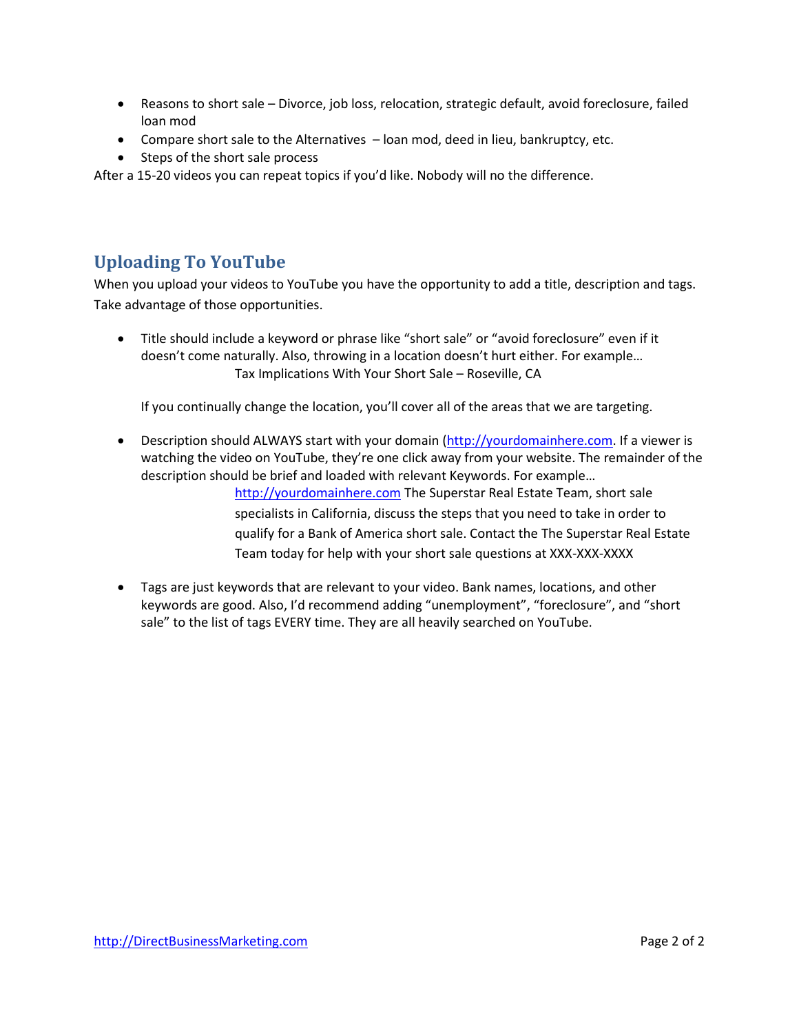- Reasons to short sale – Divorce, job loss, relocation, strategic default, avoid foreclosure, failed loan mod
- Compare short sale to the Alternatives – loan mod, deed in lieu, bankruptcy, etc.
- Steps of the short sale process

After a 15-20 videos you can repeat topics if you'd like. Nobody will no the difference.

## Uploading To YouTube

When you upload your videos to YouTube you have the opportunity to add a title, description and tags. Take advantage of those opportunities.

- Title should include a keyword or phrase like "short sale" or "avoid foreclosure" even if it doesn't come naturally. Also, throwing in a location doesn't hurt either. For example…

  Tax Implications With Your Short Sale – Roseville, CA

  If you continually change the location, you'll cover all of the areas that we are targeting.

- Description should ALWAYS start with your domain (http://yourdomainhere.com. If a viewer is watching the video on YouTube, they're one click away from your website. The remainder of the description should be brief and loaded with relevant Keywords. For example…

  http://yourdomainhere.com The Superstar Real Estate Team, short sale specialists in California, discuss the steps that you need to take in order to qualify for a Bank of America short sale. Contact the The Superstar Real Estate Team today for help with your short sale questions at XXX-XXX-XXXX

- Tags are just keywords that are relevant to your video. Bank names, locations, and other keywords are good. Also, I'd recommend adding "unemployment", "foreclosure", and "short sale" to the list of tags EVERY time. They are all heavily searched on YouTube.